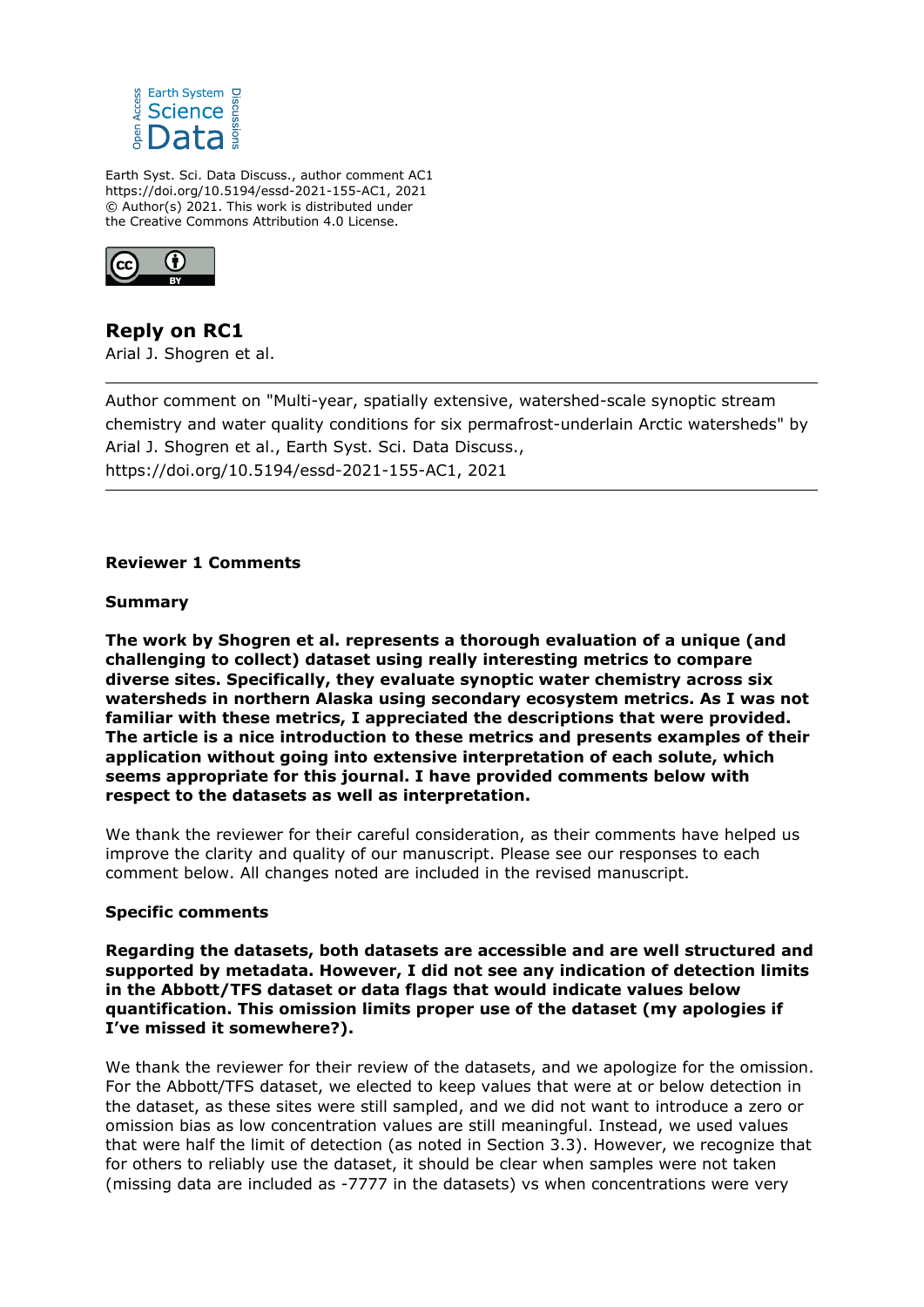Earth Syst. Sci. Data Discuss., author comment AC1
https://doi.org/10.5194/essd-2021-155-AC1, 2021
© Author(s) 2021. This work is distributed under
the Creative Commons Attribution 4.0 License.

# Reply on RC1

Arial J. Shogren et al.

---

Author comment on "Multi-year, spatially extensive, watershed-scale synoptic stream chemistry and water quality conditions for six permafrost-underlain Arctic watersheds" by Arial J. Shogren et al., Earth Syst. Sci. Data Discuss., https://doi.org/10.5194/essd-2021-155-AC1, 2021

---

**Reviewer 1 Comments**

**Summary**

**The work by Shogren et al. represents a thorough evaluation of a unique (and challenging to collect) dataset using really interesting metrics to compare diverse sites. Specifically, they evaluate synoptic water chemistry across six watersheds in northern Alaska using secondary ecosystem metrics. As I was not familiar with these metrics, I appreciated the descriptions that were provided. The article is a nice introduction to these metrics and presents examples of their application without going into extensive interpretation of each solute, which seems appropriate for this journal. I have provided comments below with respect to the datasets as well as interpretation.**

We thank the reviewer for their careful consideration, as their comments have helped us improve the clarity and quality of our manuscript. Please see our responses to each comment below. All changes noted are included in the revised manuscript.

**Specific comments**

**Regarding the datasets, both datasets are accessible and are well structured and supported by metadata. However, I did not see any indication of detection limits in the Abbott/TFS dataset or data flags that would indicate values below quantification. This omission limits proper use of the dataset (my apologies if I've missed it somewhere?).**

We thank the reviewer for their review of the datasets, and we apologize for the omission. For the Abbott/TFS dataset, we elected to keep values that were at or below detection in the dataset, as these sites were still sampled, and we did not want to introduce a zero or omission bias as low concentration values are still meaningful. Instead, we used values that were half the limit of detection (as noted in Section 3.3). However, we recognize that for others to reliably use the dataset, it should be clear when samples were not taken (missing data are included as -7777 in the datasets) vs when concentrations were very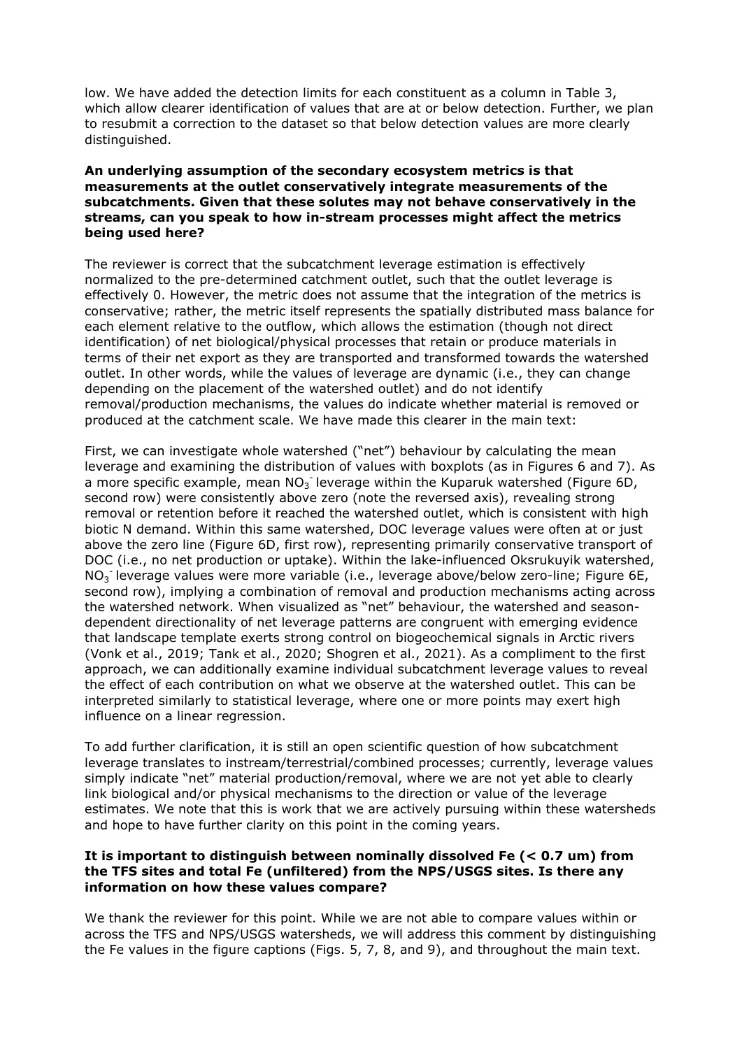low. We have added the detection limits for each constituent as a column in Table 3, which allow clearer identification of values that are at or below detection. Further, we plan to resubmit a correction to the dataset so that below detection values are more clearly distinguished.

**An underlying assumption of the secondary ecosystem metrics is that measurements at the outlet conservatively integrate measurements of the subcatchments. Given that these solutes may not behave conservatively in the streams, can you speak to how in-stream processes might affect the metrics being used here?**

The reviewer is correct that the subcatchment leverage estimation is effectively normalized to the pre-determined catchment outlet, such that the outlet leverage is effectively 0. However, the metric does not assume that the integration of the metrics is conservative; rather, the metric itself represents the spatially distributed mass balance for each element relative to the outflow, which allows the estimation (though not direct identification) of net biological/physical processes that retain or produce materials in terms of their net export as they are transported and transformed towards the watershed outlet. In other words, while the values of leverage are dynamic (i.e., they can change depending on the placement of the watershed outlet) and do not identify removal/production mechanisms, the values do indicate whether material is removed or produced at the catchment scale. We have made this clearer in the main text:

First, we can investigate whole watershed ("net") behaviour by calculating the mean leverage and examining the distribution of values with boxplots (as in Figures 6 and 7). As a more specific example, mean $NO_3^-$ leverage within the Kuparuk watershed (Figure 6D, second row) were consistently above zero (note the reversed axis), revealing strong removal or retention before it reached the watershed outlet, which is consistent with high biotic N demand. Within this same watershed, DOC leverage values were often at or just above the zero line (Figure 6D, first row), representing primarily conservative transport of DOC (i.e., no net production or uptake). Within the lake-influenced Oksrukuyik watershed, $NO_3^-$ leverage values were more variable (i.e., leverage above/below zero-line; Figure 6E, second row), implying a combination of removal and production mechanisms acting across the watershed network. When visualized as "net" behaviour, the watershed and season-dependent directionality of net leverage patterns are congruent with emerging evidence that landscape template exerts strong control on biogeochemical signals in Arctic rivers (Vonk et al., 2019; Tank et al., 2020; Shogren et al., 2021). As a compliment to the first approach, we can additionally examine individual subcatchment leverage values to reveal the effect of each contribution on what we observe at the watershed outlet. This can be interpreted similarly to statistical leverage, where one or more points may exert high influence on a linear regression.

To add further clarification, it is still an open scientific question of how subcatchment leverage translates to instream/terrestrial/combined processes; currently, leverage values simply indicate "net" material production/removal, where we are not yet able to clearly link biological and/or physical mechanisms to the direction or value of the leverage estimates. We note that this is work that we are actively pursuing within these watersheds and hope to have further clarity on this point in the coming years.

**It is important to distinguish between nominally dissolved Fe (< 0.7 um) from the TFS sites and total Fe (unfiltered) from the NPS/USGS sites. Is there any information on how these values compare?**

We thank the reviewer for this point. While we are not able to compare values within or across the TFS and NPS/USGS watersheds, we will address this comment by distinguishing the Fe values in the figure captions (Figs. 5, 7, 8, and 9), and throughout the main text.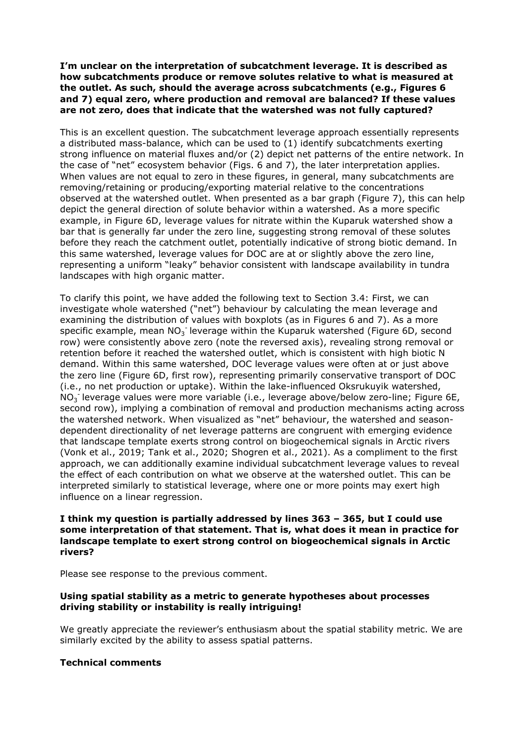**I'm unclear on the interpretation of subcatchment leverage. It is described as how subcatchments produce or remove solutes relative to what is measured at the outlet. As such, should the average across subcatchments (e.g., Figures 6 and 7) equal zero, where production and removal are balanced? If these values are not zero, does that indicate that the watershed was not fully captured?**

This is an excellent question. The subcatchment leverage approach essentially represents a distributed mass-balance, which can be used to (1) identify subcatchments exerting strong influence on material fluxes and/or (2) depict net patterns of the entire network. In the case of "net" ecosystem behavior (Figs. 6 and 7), the later interpretation applies. When values are not equal to zero in these figures, in general, many subcatchments are removing/retaining or producing/exporting material relative to the concentrations observed at the watershed outlet. When presented as a bar graph (Figure 7), this can help depict the general direction of solute behavior within a watershed. As a more specific example, in Figure 6D, leverage values for nitrate within the Kuparuk watershed show a bar that is generally far under the zero line, suggesting strong removal of these solutes before they reach the catchment outlet, potentially indicative of strong biotic demand. In this same watershed, leverage values for DOC are at or slightly above the zero line, representing a uniform "leaky" behavior consistent with landscape availability in tundra landscapes with high organic matter.

To clarify this point, we have added the following text to Section 3.4: First, we can investigate whole watershed ("net") behaviour by calculating the mean leverage and examining the distribution of values with boxplots (as in Figures 6 and 7). As a more specific example, mean $NO_3^-$ leverage within the Kuparuk watershed (Figure 6D, second row) were consistently above zero (note the reversed axis), revealing strong removal or retention before it reached the watershed outlet, which is consistent with high biotic N demand. Within this same watershed, DOC leverage values were often at or just above the zero line (Figure 6D, first row), representing primarily conservative transport of DOC (i.e., no net production or uptake). Within the lake-influenced Oksrukuyik watershed, $NO_3^-$ leverage values were more variable (i.e., leverage above/below zero-line; Figure 6E, second row), implying a combination of removal and production mechanisms acting across the watershed network. When visualized as "net" behaviour, the watershed and season-dependent directionality of net leverage patterns are congruent with emerging evidence that landscape template exerts strong control on biogeochemical signals in Arctic rivers (Vonk et al., 2019; Tank et al., 2020; Shogren et al., 2021). As a compliment to the first approach, we can additionally examine individual subcatchment leverage values to reveal the effect of each contribution on what we observe at the watershed outlet. This can be interpreted similarly to statistical leverage, where one or more points may exert high influence on a linear regression.

**I think my question is partially addressed by lines 363 – 365, but I could use some interpretation of that statement. That is, what does it mean in practice for landscape template to exert strong control on biogeochemical signals in Arctic rivers?**

Please see response to the previous comment.

**Using spatial stability as a metric to generate hypotheses about processes driving stability or instability is really intriguing!**

We greatly appreciate the reviewer's enthusiasm about the spatial stability metric. We are similarly excited by the ability to assess spatial patterns.

**Technical comments**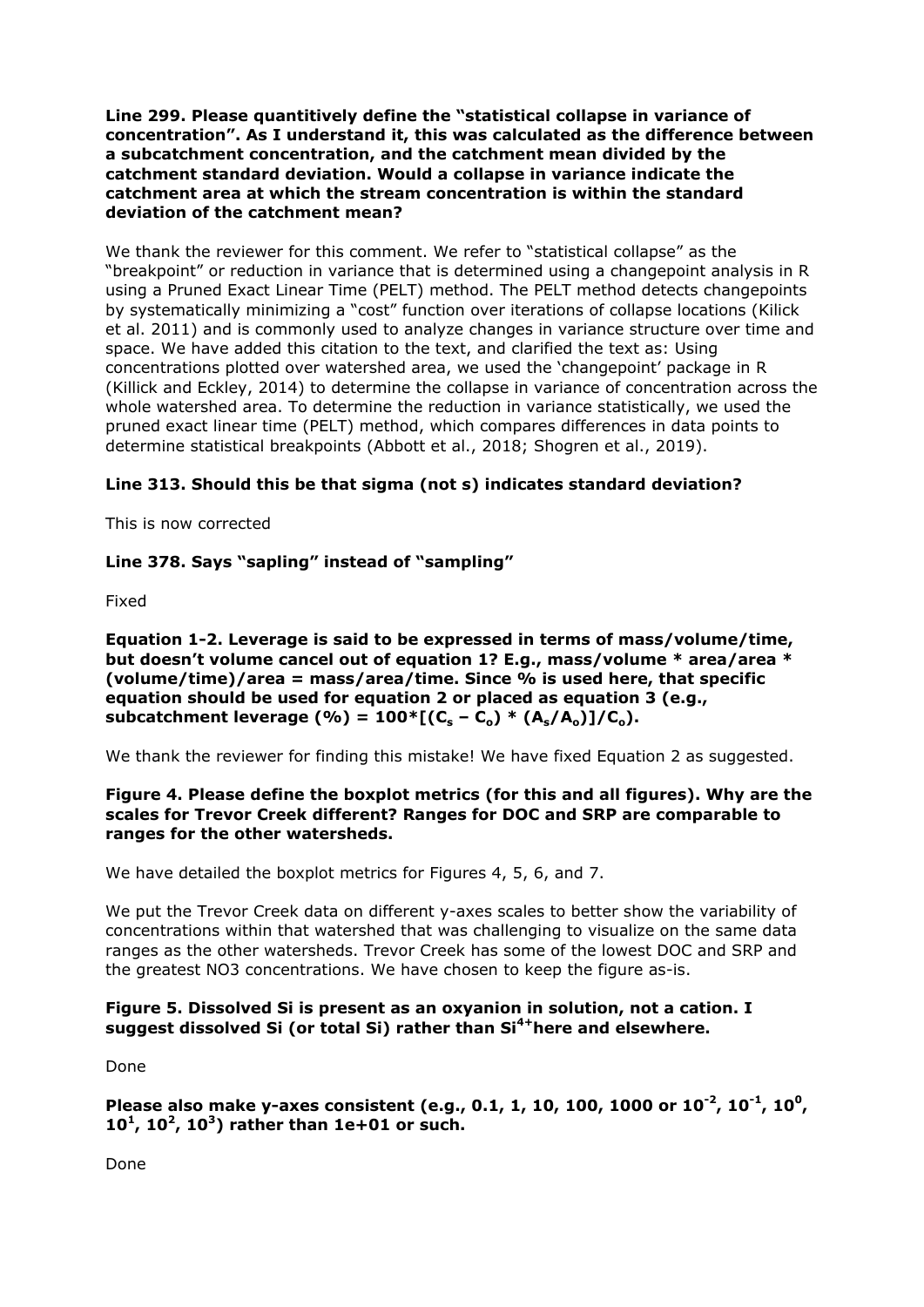**Line 299. Please quantitively define the "statistical collapse in variance of concentration". As I understand it, this was calculated as the difference between a subcatchment concentration, and the catchment mean divided by the catchment standard deviation. Would a collapse in variance indicate the catchment area at which the stream concentration is within the standard deviation of the catchment mean?**

We thank the reviewer for this comment. We refer to "statistical collapse" as the "breakpoint" or reduction in variance that is determined using a changepoint analysis in R using a Pruned Exact Linear Time (PELT) method. The PELT method detects changepoints by systematically minimizing a "cost" function over iterations of collapse locations (Kilick et al. 2011) and is commonly used to analyze changes in variance structure over time and space. We have added this citation to the text, and clarified the text as: Using concentrations plotted over watershed area, we used the 'changepoint' package in R (Killick and Eckley, 2014) to determine the collapse in variance of concentration across the whole watershed area. To determine the reduction in variance statistically, we used the pruned exact linear time (PELT) method, which compares differences in data points to determine statistical breakpoints (Abbott et al., 2018; Shogren et al., 2019).

**Line 313. Should this be that sigma (not s) indicates standard deviation?**

This is now corrected

**Line 378. Says "sapling" instead of "sampling"**

Fixed

**Equation 1-2. Leverage is said to be expressed in terms of mass/volume/time, but doesn't volume cancel out of equation 1? E.g., mass/volume * area/area * (volume/time)/area = mass/area/time. Since % is used here, that specific equation should be used for equation 2 or placed as equation 3 (e.g., subcatchment leverage (%) = $100*[(C_s - C_o) * (A_s/A_o)]/C_o$).**

We thank the reviewer for finding this mistake! We have fixed Equation 2 as suggested.

**Figure 4. Please define the boxplot metrics (for this and all figures). Why are the scales for Trevor Creek different? Ranges for DOC and SRP are comparable to ranges for the other watersheds.**

We have detailed the boxplot metrics for Figures 4, 5, 6, and 7.

We put the Trevor Creek data on different y-axes scales to better show the variability of concentrations within that watershed that was challenging to visualize on the same data ranges as the other watersheds. Trevor Creek has some of the lowest DOC and SRP and the greatest NO3 concentrations. We have chosen to keep the figure as-is.

**Figure 5. Dissolved Si is present as an oxyanion in solution, not a cation. I suggest dissolved Si (or total Si) rather than $Si^{4+}$ here and elsewhere.**

Done

**Please also make y-axes consistent (e.g., 0.1, 1, 10, 100, 1000 or $10^{-2}$, $10^{-1}$, $10^{0}$, $10^{1}$, $10^{2}$, $10^{3}$) rather than 1e+01 or such.**

Done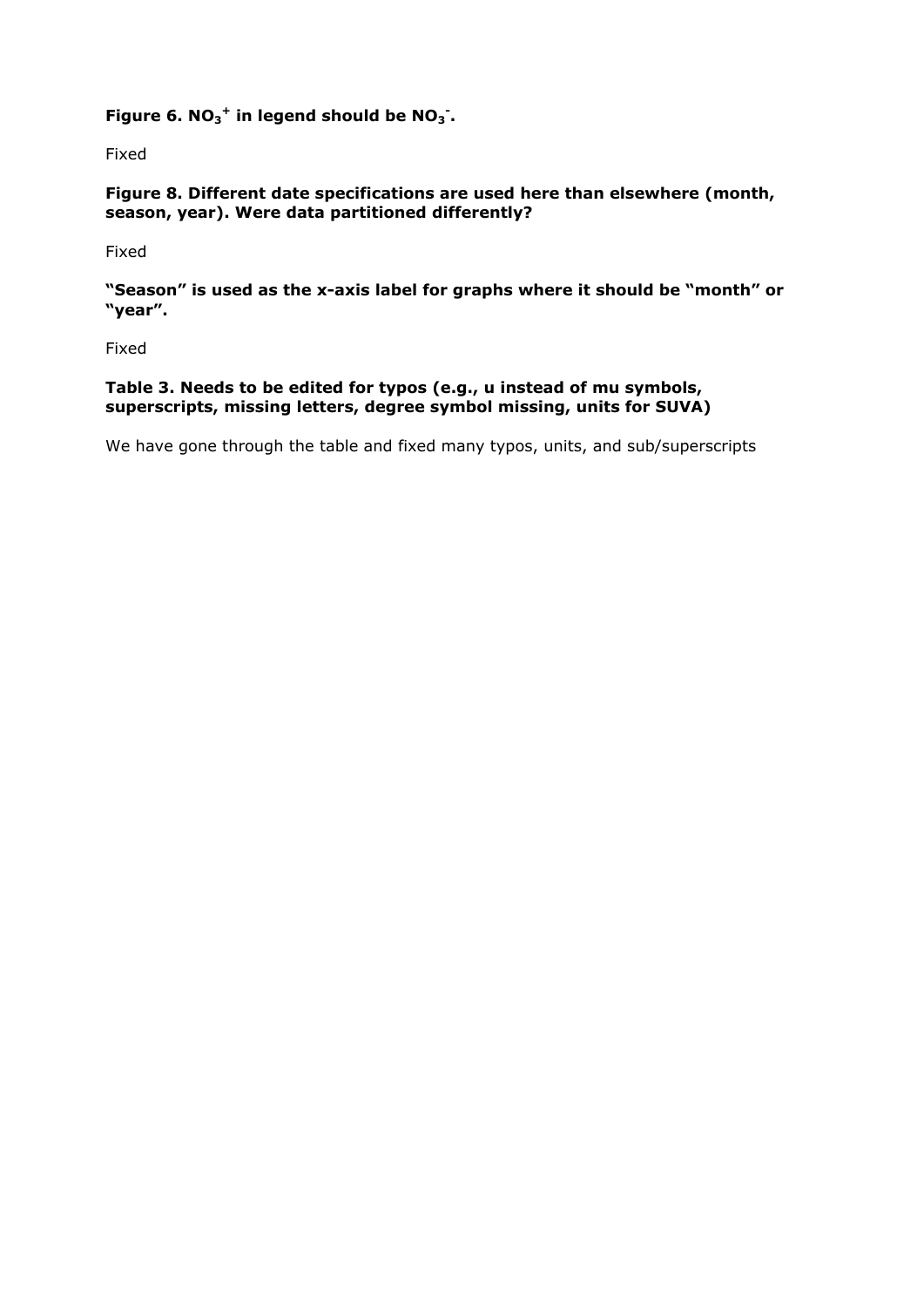**Figure 6. $NO_3^+$ in legend should be $NO_3^-$.**

Fixed

**Figure 8. Different date specifications are used here than elsewhere (month, season, year). Were data partitioned differently?**

Fixed

**"Season" is used as the x-axis label for graphs where it should be "month" or "year".**

Fixed

**Table 3. Needs to be edited for typos (e.g., u instead of mu symbols, superscripts, missing letters, degree symbol missing, units for SUVA)**

We have gone through the table and fixed many typos, units, and sub/superscripts